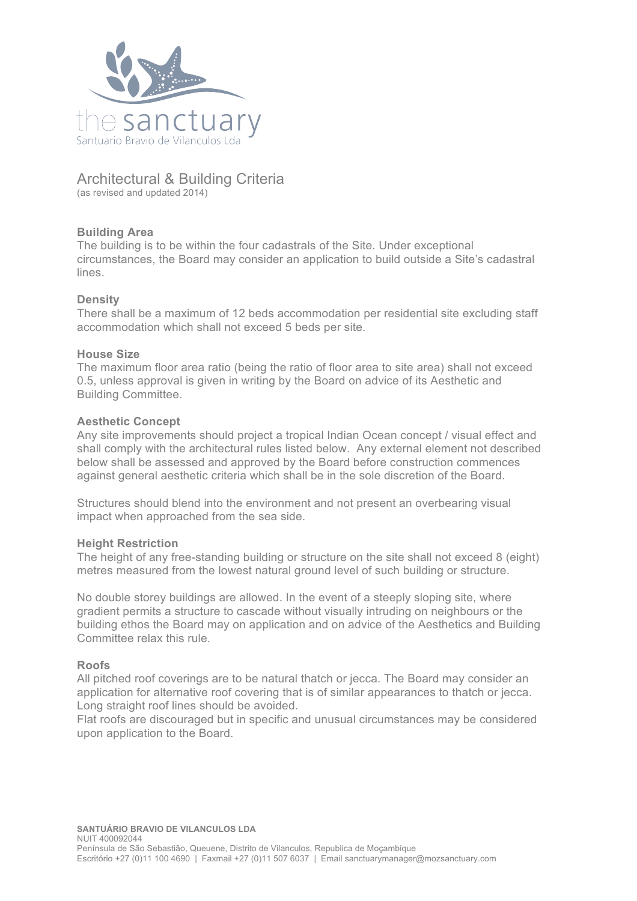# Architectural & Building Criteria

(as revised and updated 2014)

### Building Area

The building is to be within the four cadastrals of the Site. Under exceptional circumstances, the Board may consider an application to build outside a Site's cadastral lines.

### Density

There shall be a maximum of 12 beds accommodation per residential site excluding staff accommodation which shall not exceed 5 beds per site.

### House Size

The maximum floor area ratio (being the ratio of floor area to site area) shall not exceed 0.5, unless approval is given in writing by the Board on advice of its Aesthetic and Building Committee.

### Aesthetic Concept

Any site improvements should project a tropical Indian Ocean concept / visual effect and shall comply with the architectural rules listed below. Any external element not described below shall be assessed and approved by the Board before construction commences against general aesthetic criteria which shall be in the sole discretion of the Board.

Structures should blend into the environment and not present an overbearing visual impact when approached from the sea side.

### Height Restriction

The height of any free-standing building or structure on the site shall not exceed 8 (eight) metres measured from the lowest natural ground level of such building or structure.

No double storey buildings are allowed. In the event of a steeply sloping site, where gradient permits a structure to cascade without visually intruding on neighbours or the building ethos the Board may on application and on advice of the Aesthetics and Building Committee relax this rule.

### Roofs

All pitched roof coverings are to be natural thatch or jecca. The Board may consider an application for alternative roof covering that is of similar appearances to thatch or jecca. Long straight roof lines should be avoided.

Flat roofs are discouraged but in specific and unusual circumstances may be considered upon application to the Board.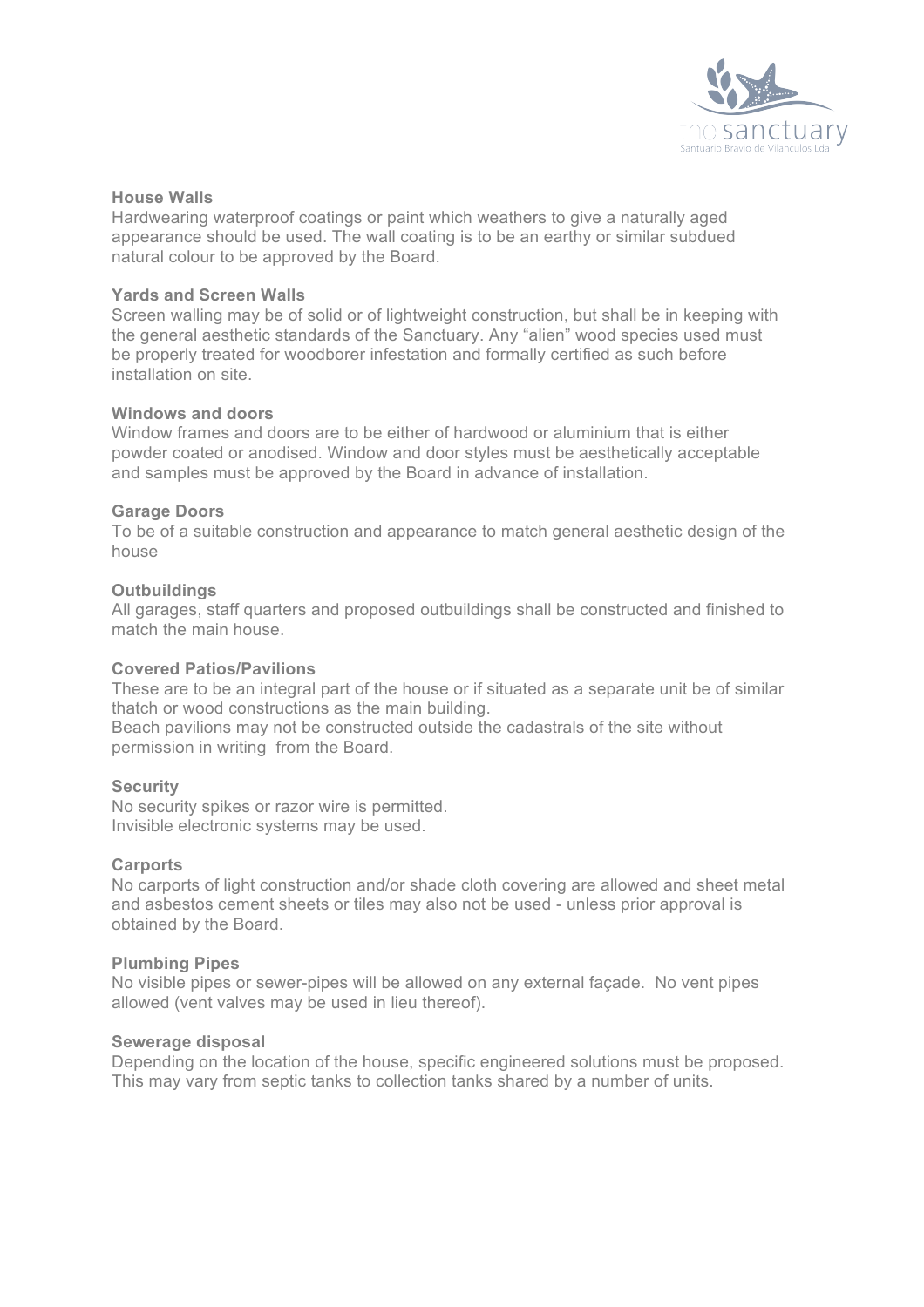**House Walls**
Hardwearing waterproof coatings or paint which weathers to give a naturally aged appearance should be used. The wall coating is to be an earthy or similar subdued natural colour to be approved by the Board.

**Yards and Screen Walls**
Screen walling may be of solid or of lightweight construction, but shall be in keeping with the general aesthetic standards of the Sanctuary. Any "alien" wood species used must be properly treated for woodborer infestation and formally certified as such before installation on site.

**Windows and doors**
Window frames and doors are to be either of hardwood or aluminium that is either powder coated or anodised. Window and door styles must be aesthetically acceptable and samples must be approved by the Board in advance of installation.

**Garage Doors**
To be of a suitable construction and appearance to match general aesthetic design of the house

**Outbuildings**
All garages, staff quarters and proposed outbuildings shall be constructed and finished to match the main house.

**Covered Patios/Pavilions**
These are to be an integral part of the house or if situated as a separate unit be of similar thatch or wood constructions as the main building.
Beach pavilions may not be constructed outside the cadastrals of the site without permission in writing from the Board.

**Security**
No security spikes or razor wire is permitted.
Invisible electronic systems may be used.

**Carports**
No carports of light construction and/or shade cloth covering are allowed and sheet metal and asbestos cement sheets or tiles may also not be used - unless prior approval is obtained by the Board.

**Plumbing Pipes**
No visible pipes or sewer-pipes will be allowed on any external façade. No vent pipes allowed (vent valves may be used in lieu thereof).

**Sewerage disposal**
Depending on the location of the house, specific engineered solutions must be proposed. This may vary from septic tanks to collection tanks shared by a number of units.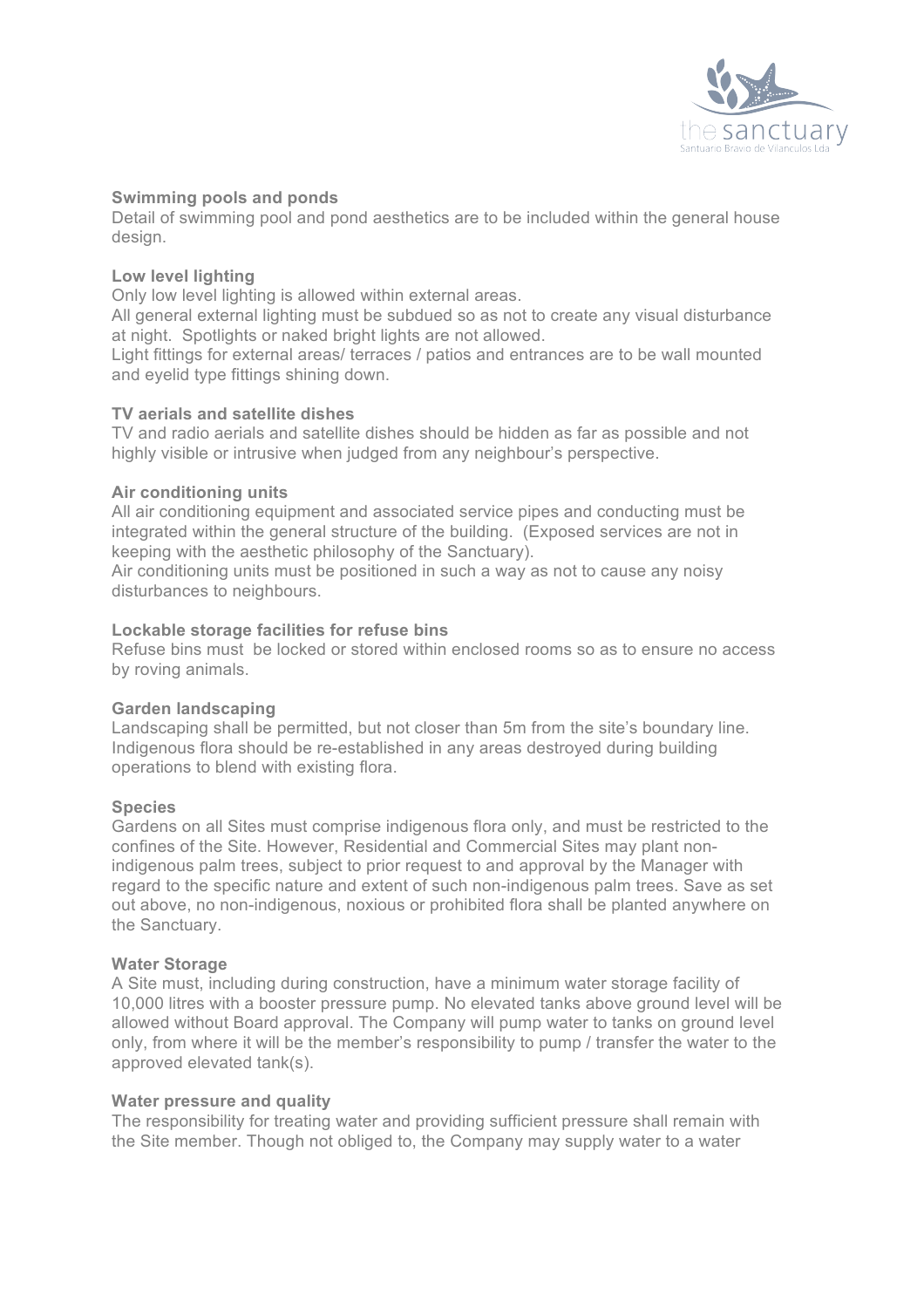**Swimming pools and ponds**
Detail of swimming pool and pond aesthetics are to be included within the general house design.

**Low level lighting**
Only low level lighting is allowed within external areas.
All general external lighting must be subdued so as not to create any visual disturbance at night. Spotlights or naked bright lights are not allowed.
Light fittings for external areas/ terraces / patios and entrances are to be wall mounted and eyelid type fittings shining down.

**TV aerials and satellite dishes**
TV and radio aerials and satellite dishes should be hidden as far as possible and not highly visible or intrusive when judged from any neighbour's perspective.

**Air conditioning units**
All air conditioning equipment and associated service pipes and conducting must be integrated within the general structure of the building. (Exposed services are not in keeping with the aesthetic philosophy of the Sanctuary).
Air conditioning units must be positioned in such a way as not to cause any noisy disturbances to neighbours.

**Lockable storage facilities for refuse bins**
Refuse bins must be locked or stored within enclosed rooms so as to ensure no access by roving animals.

**Garden landscaping**
Landscaping shall be permitted, but not closer than 5m from the site's boundary line. Indigenous flora should be re-established in any areas destroyed during building operations to blend with existing flora.

**Species**
Gardens on all Sites must comprise indigenous flora only, and must be restricted to the confines of the Site. However, Residential and Commercial Sites may plant non-indigenous palm trees, subject to prior request to and approval by the Manager with regard to the specific nature and extent of such non-indigenous palm trees. Save as set out above, no non-indigenous, noxious or prohibited flora shall be planted anywhere on the Sanctuary.

**Water Storage**
A Site must, including during construction, have a minimum water storage facility of 10,000 litres with a booster pressure pump. No elevated tanks above ground level will be allowed without Board approval. The Company will pump water to tanks on ground level only, from where it will be the member's responsibility to pump / transfer the water to the approved elevated tank(s).

**Water pressure and quality**
The responsibility for treating water and providing sufficient pressure shall remain with the Site member. Though not obliged to, the Company may supply water to a water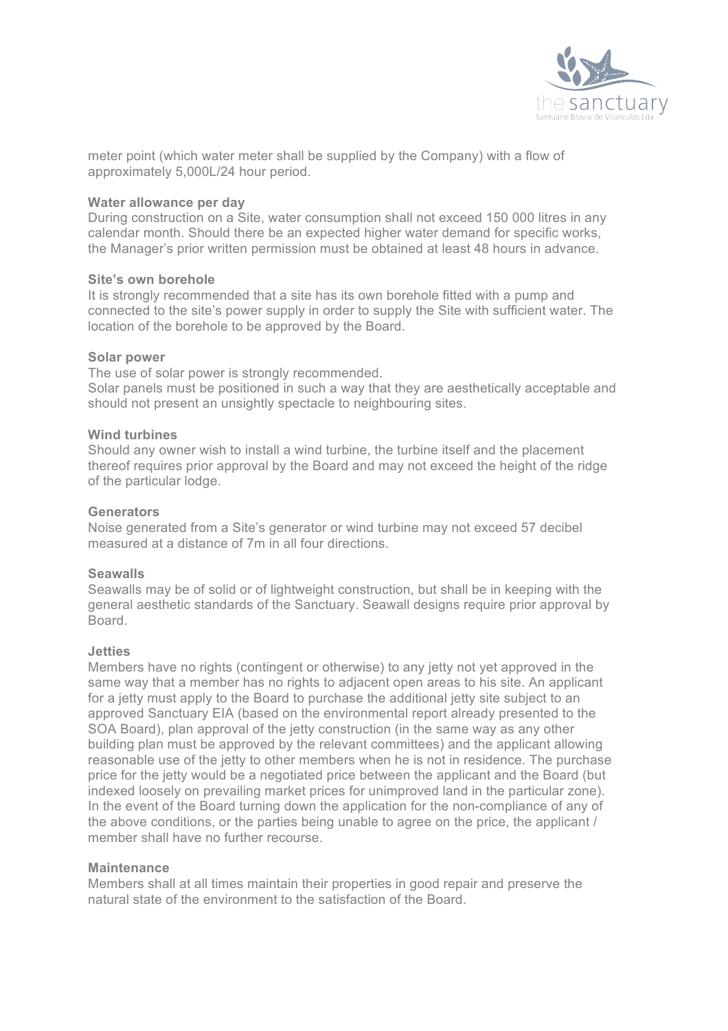meter point (which water meter shall be supplied by the Company) with a flow of approximately 5,000L/24 hour period.

**Water allowance per day**

During construction on a Site, water consumption shall not exceed 150 000 litres in any calendar month. Should there be an expected higher water demand for specific works, the Manager's prior written permission must be obtained at least 48 hours in advance.

**Site's own borehole**

It is strongly recommended that a site has its own borehole fitted with a pump and connected to the site's power supply in order to supply the Site with sufficient water. The location of the borehole to be approved by the Board.

**Solar power**

The use of solar power is strongly recommended.

Solar panels must be positioned in such a way that they are aesthetically acceptable and should not present an unsightly spectacle to neighbouring sites.

**Wind turbines**

Should any owner wish to install a wind turbine, the turbine itself and the placement thereof requires prior approval by the Board and may not exceed the height of the ridge of the particular lodge.

**Generators**

Noise generated from a Site's generator or wind turbine may not exceed 57 decibel measured at a distance of 7m in all four directions.

**Seawalls**

Seawalls may be of solid or of lightweight construction, but shall be in keeping with the general aesthetic standards of the Sanctuary. Seawall designs require prior approval by Board.

**Jetties**

Members have no rights (contingent or otherwise) to any jetty not yet approved in the same way that a member has no rights to adjacent open areas to his site. An applicant for a jetty must apply to the Board to purchase the additional jetty site subject to an approved Sanctuary EIA (based on the environmental report already presented to the SOA Board), plan approval of the jetty construction (in the same way as any other building plan must be approved by the relevant committees) and the applicant allowing reasonable use of the jetty to other members when he is not in residence. The purchase price for the jetty would be a negotiated price between the applicant and the Board (but indexed loosely on prevailing market prices for unimproved land in the particular zone). In the event of the Board turning down the application for the non-compliance of any of the above conditions, or the parties being unable to agree on the price, the applicant / member shall have no further recourse.

**Maintenance**

Members shall at all times maintain their properties in good repair and preserve the natural state of the environment to the satisfaction of the Board.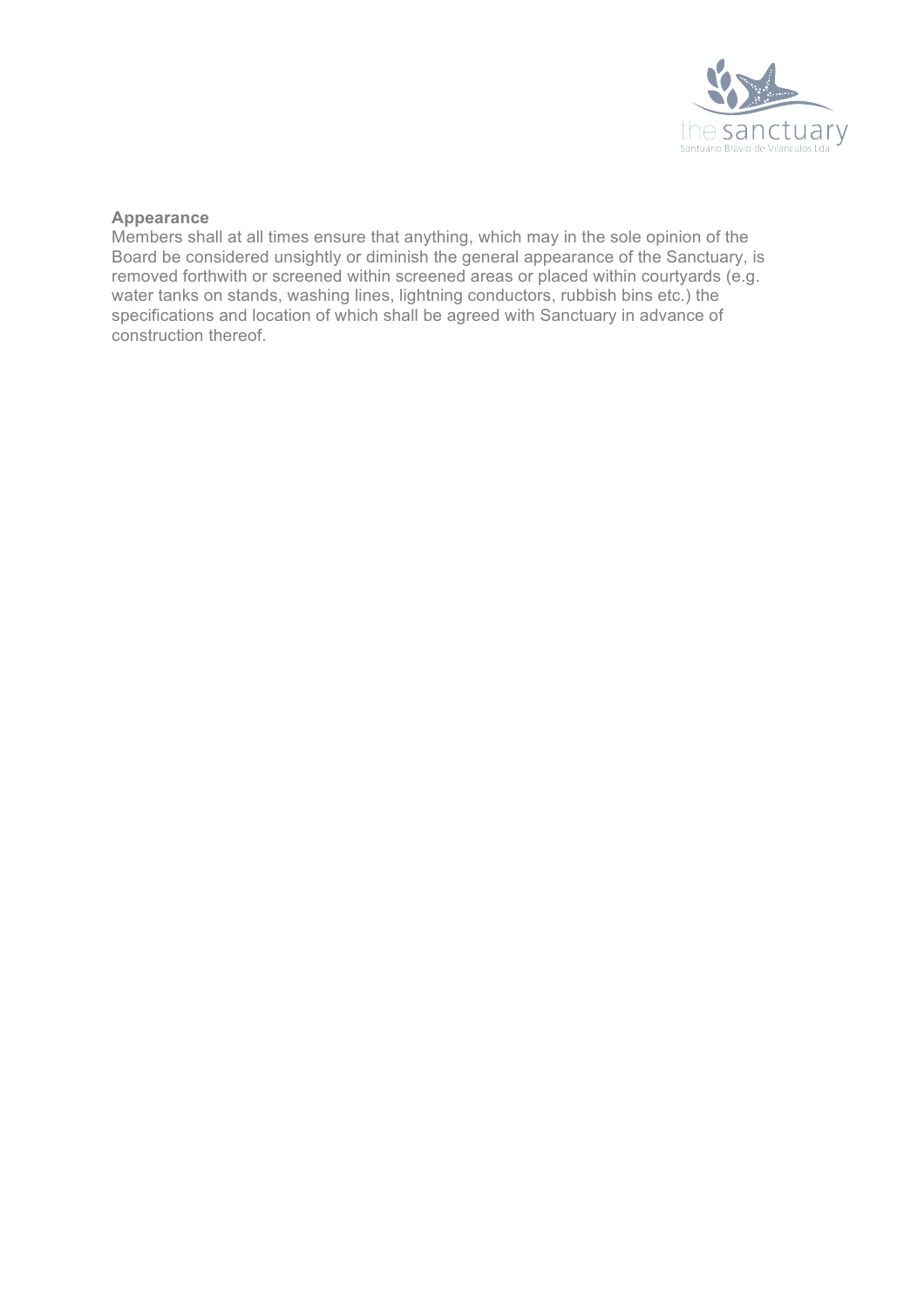**Appearance**

Members shall at all times ensure that anything, which may in the sole opinion of the Board be considered unsightly or diminish the general appearance of the Sanctuary, is removed forthwith or screened within screened areas or placed within courtyards (e.g. water tanks on stands, washing lines, lightning conductors, rubbish bins etc.) the specifications and location of which shall be agreed with Sanctuary in advance of construction thereof.